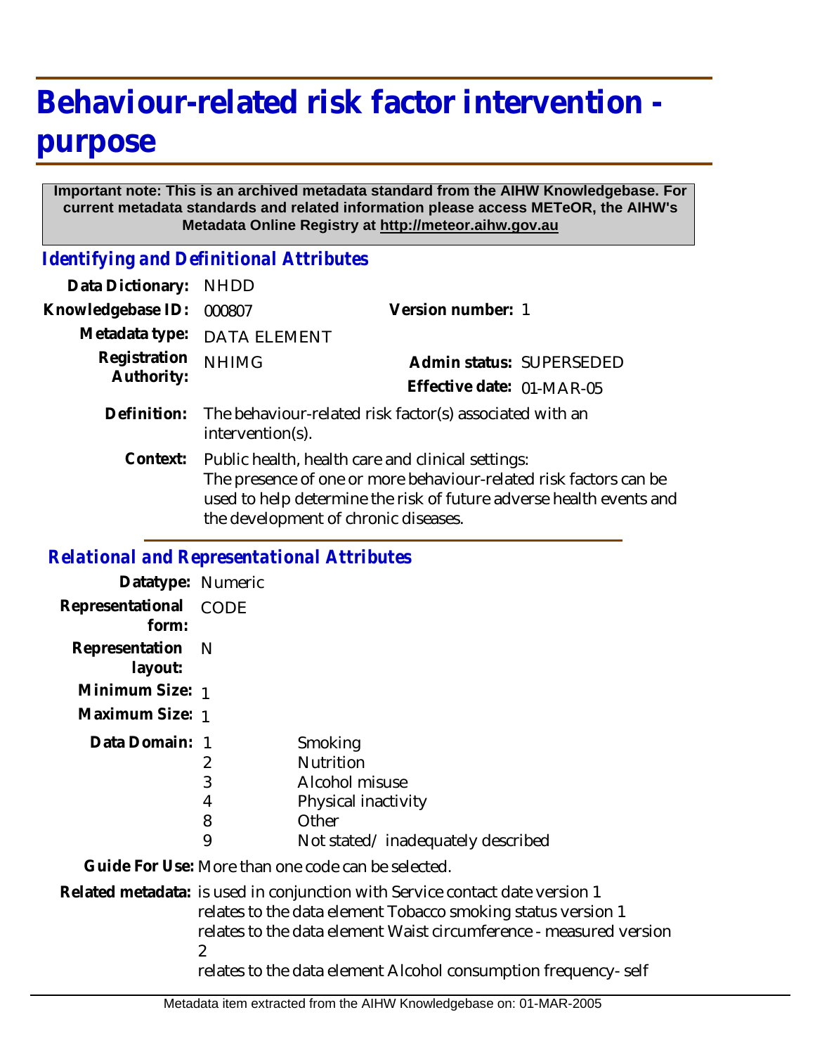# Behaviour-related risk factor intervention - purpose

**Important note: This is an archived metadata standard from the AIHW Knowledgebase. For current metadata standards and related information please access METeOR, the AIHW's Metadata Online Registry at http://meteor.aihw.gov.au**

## *Identifying and Definitional Attributes*

**Data Dictionary:** NHDD

**Knowledgebase ID:** 000807

**Version number:** 1

**Metadata type:** DATA ELEMENT

**Registration Authority:** NHIMG

**Admin status:** SUPERSEDED

**Effective date:** 01-MAR-05

**Definition:** The behaviour-related risk factor(s) associated with an intervention(s).

**Context:** Public health, health care and clinical settings:
The presence of one or more behaviour-related risk factors can be used to help determine the risk of future adverse health events and the development of chronic diseases.

## *Relational and Representational Attributes*

**Datatype:** Numeric

**Representational form:** CODE

**Representation layout:** N

**Minimum Size:** 1

**Maximum Size:** 1

**Data Domain:**

| Code | Description |
|---|---|
| 1 | Smoking |
| 2 | Nutrition |
| 3 | Alcohol misuse |
| 4 | Physical inactivity |
| 8 | Other |
| 9 | Not stated/ inadequately described |

**Guide For Use:** More than one code can be selected.

**Related metadata:** is used in conjunction with Service contact date version 1
relates to the data element Tobacco smoking status version 1
relates to the data element Waist circumference - measured version 2
relates to the data element Alcohol consumption frequency- self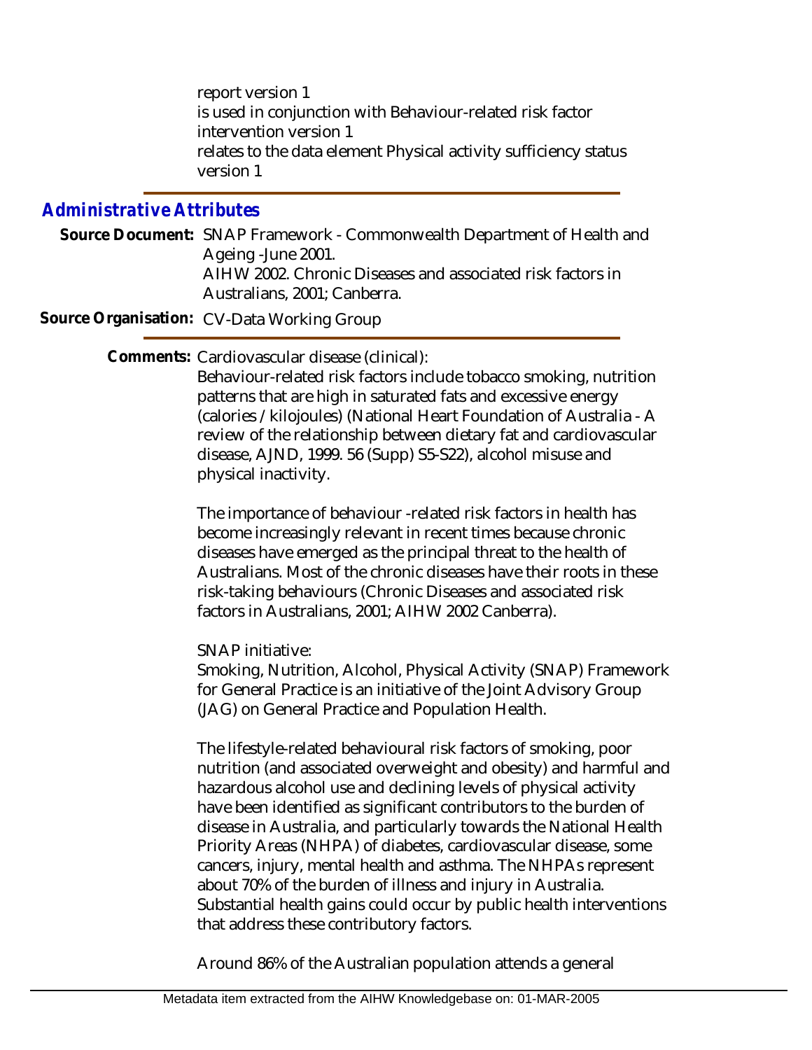report version 1
is used in conjunction with Behaviour-related risk factor intervention version 1
relates to the data element Physical activity sufficiency status version 1

## Administrative Attributes

**Source Document:** SNAP Framework - Commonwealth Department of Health and Ageing -June 2001.
AIHW 2002. Chronic Diseases and associated risk factors in Australians, 2001; Canberra.

**Source Organisation:** CV-Data Working Group

**Comments:** Cardiovascular disease (clinical):
Behaviour-related risk factors include tobacco smoking, nutrition patterns that are high in saturated fats and excessive energy (calories / kilojoules) (National Heart Foundation of Australia - A review of the relationship between dietary fat and cardiovascular disease, AJND, 1999. 56 (Supp) S5-S22), alcohol misuse and physical inactivity.

The importance of behaviour -related risk factors in health has become increasingly relevant in recent times because chronic diseases have emerged as the principal threat to the health of Australians. Most of the chronic diseases have their roots in these risk-taking behaviours (Chronic Diseases and associated risk factors in Australians, 2001; AIHW 2002 Canberra).

SNAP initiative:
Smoking, Nutrition, Alcohol, Physical Activity (SNAP) Framework for General Practice is an initiative of the Joint Advisory Group (JAG) on General Practice and Population Health.

The lifestyle-related behavioural risk factors of smoking, poor nutrition (and associated overweight and obesity) and harmful and hazardous alcohol use and declining levels of physical activity have been identified as significant contributors to the burden of disease in Australia, and particularly towards the National Health Priority Areas (NHPA) of diabetes, cardiovascular disease, some cancers, injury, mental health and asthma. The NHPAs represent about 70% of the burden of illness and injury in Australia. Substantial health gains could occur by public health interventions that address these contributory factors.

Around 86% of the Australian population attends a general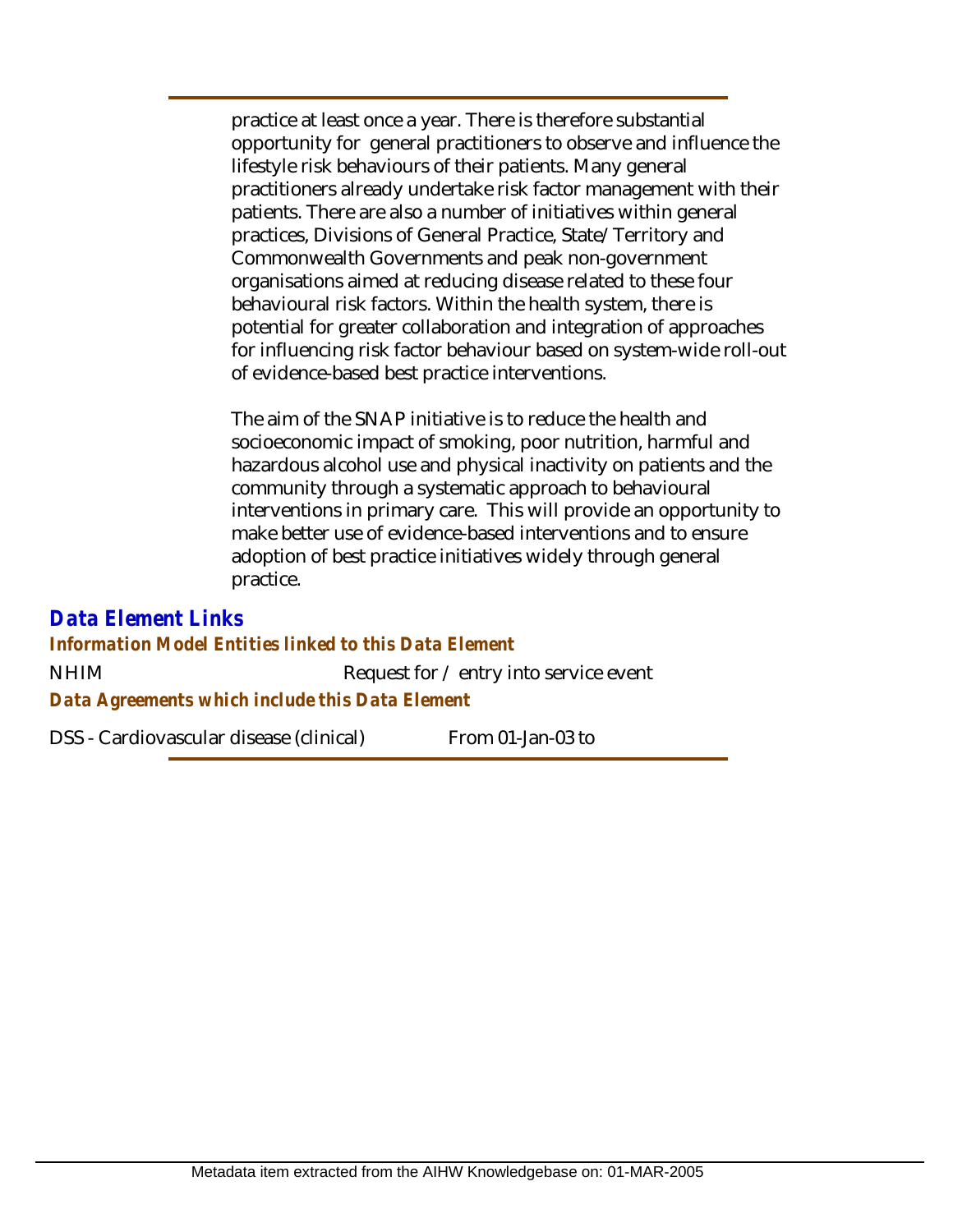practice at least once a year. There is therefore substantial opportunity for general practitioners to observe and influence the lifestyle risk behaviours of their patients. Many general practitioners already undertake risk factor management with their patients. There are also a number of initiatives within general practices, Divisions of General Practice, State/Territory and Commonwealth Governments and peak non-government organisations aimed at reducing disease related to these four behavioural risk factors. Within the health system, there is potential for greater collaboration and integration of approaches for influencing risk factor behaviour based on system-wide roll-out of evidence-based best practice interventions.

The aim of the SNAP initiative is to reduce the health and socioeconomic impact of smoking, poor nutrition, harmful and hazardous alcohol use and physical inactivity on patients and the community through a systematic approach to behavioural interventions in primary care. This will provide an opportunity to make better use of evidence-based interventions and to ensure adoption of best practice initiatives widely through general practice.

## Data Element Links

### Information Model Entities linked to this Data Element

NHIM — Request for / entry into service event

### Data Agreements which include this Data Element

DSS - Cardiovascular disease (clinical) — From 01-Jan-03 to